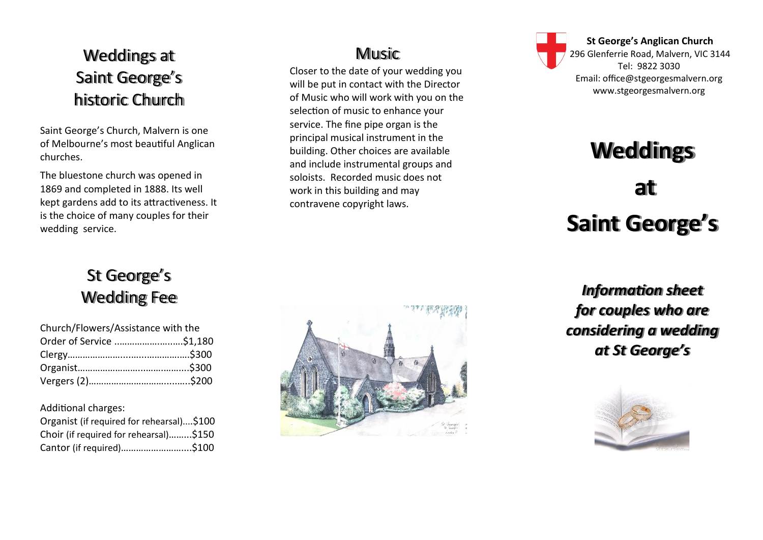# Weddings at Saint George's historic Church

Saint George's Church, Malvern is one of Melbourne's most beautiful Anglican churches.

The bluestone church was opened in 1869 and completed in 1888. Its well kept gardens add to its attractiveness. It is the choice of many couples for their wedding service.

# St George's Wedding Fee

| Item | Fee |
|---|---|
| Church/Flowers/Assistance with the Order of Service | $1,180 |
| Clergy | $300 |
| Organist | $300 |
| Vergers (2) | $200 |

Additional charges:

| Item | Fee |
|---|---|
| Organist (if required for rehearsal) | $100 |
| Choir (if required for rehearsal) | $150 |
| Cantor (if required) | $100 |

# Music

Closer to the date of your wedding you will be put in contact with the Director of Music who will work with you on the selection of music to enhance your service. The fine pipe organ is the principal musical instrument in the building. Other choices are available and include instrumental groups and soloists. Recorded music does not work in this building and may contravene copyright laws.

**St George's Anglican Church**
296 Glenferrie Road, Malvern, VIC 3144
Tel: 9822 3030
Email: office@stgeorgesmalvern.org
www.stgeorgesmalvern.org

# Weddings at Saint George's

***Information sheet for couples who are considering a wedding at St George's***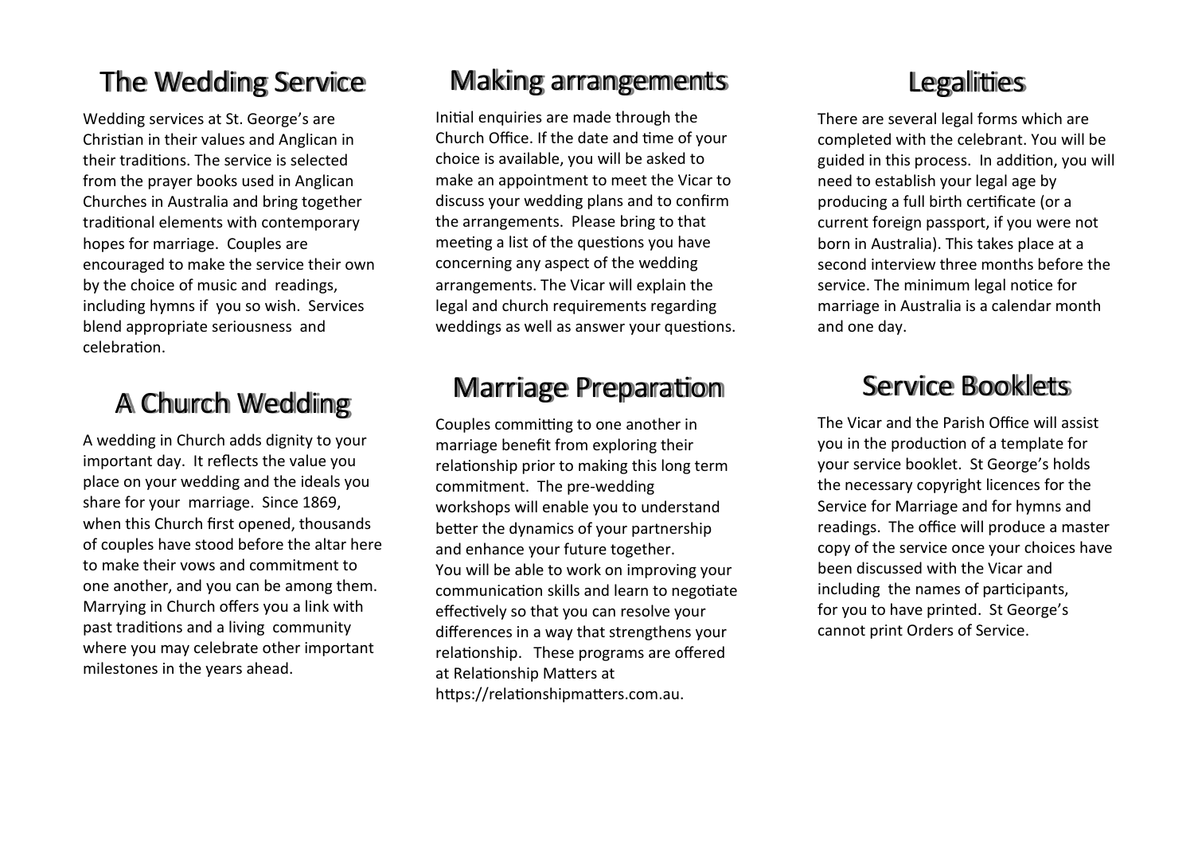## The Wedding Service

Wedding services at St. George's are Christian in their values and Anglican in their traditions. The service is selected from the prayer books used in Anglican Churches in Australia and bring together traditional elements with contemporary hopes for marriage. Couples are encouraged to make the service their own by the choice of music and readings, including hymns if you so wish. Services blend appropriate seriousness and celebration.

## A Church Wedding

A wedding in Church adds dignity to your important day. It reflects the value you place on your wedding and the ideals you share for your marriage. Since 1869, when this Church first opened, thousands of couples have stood before the altar here to make their vows and commitment to one another, and you can be among them. Marrying in Church offers you a link with past traditions and a living community where you may celebrate other important milestones in the years ahead.

## Making arrangements

Initial enquiries are made through the Church Office. If the date and time of your choice is available, you will be asked to make an appointment to meet the Vicar to discuss your wedding plans and to confirm the arrangements. Please bring to that meeting a list of the questions you have concerning any aspect of the wedding arrangements. The Vicar will explain the legal and church requirements regarding weddings as well as answer your questions.

## Marriage Preparation

Couples committing to one another in marriage benefit from exploring their relationship prior to making this long term commitment. The pre-wedding workshops will enable you to understand better the dynamics of your partnership and enhance your future together.
You will be able to work on improving your communication skills and learn to negotiate effectively so that you can resolve your differences in a way that strengthens your relationship. These programs are offered at Relationship Matters at https://relationshipmatters.com.au.

## Legalities

There are several legal forms which are completed with the celebrant. You will be guided in this process. In addition, you will need to establish your legal age by producing a full birth certificate (or a current foreign passport, if you were not born in Australia). This takes place at a second interview three months before the service. The minimum legal notice for marriage in Australia is a calendar month and one day.

## Service Booklets

The Vicar and the Parish Office will assist you in the production of a template for your service booklet. St George's holds the necessary copyright licences for the Service for Marriage and for hymns and readings. The office will produce a master copy of the service once your choices have been discussed with the Vicar and including the names of participants, for you to have printed. St George's cannot print Orders of Service.